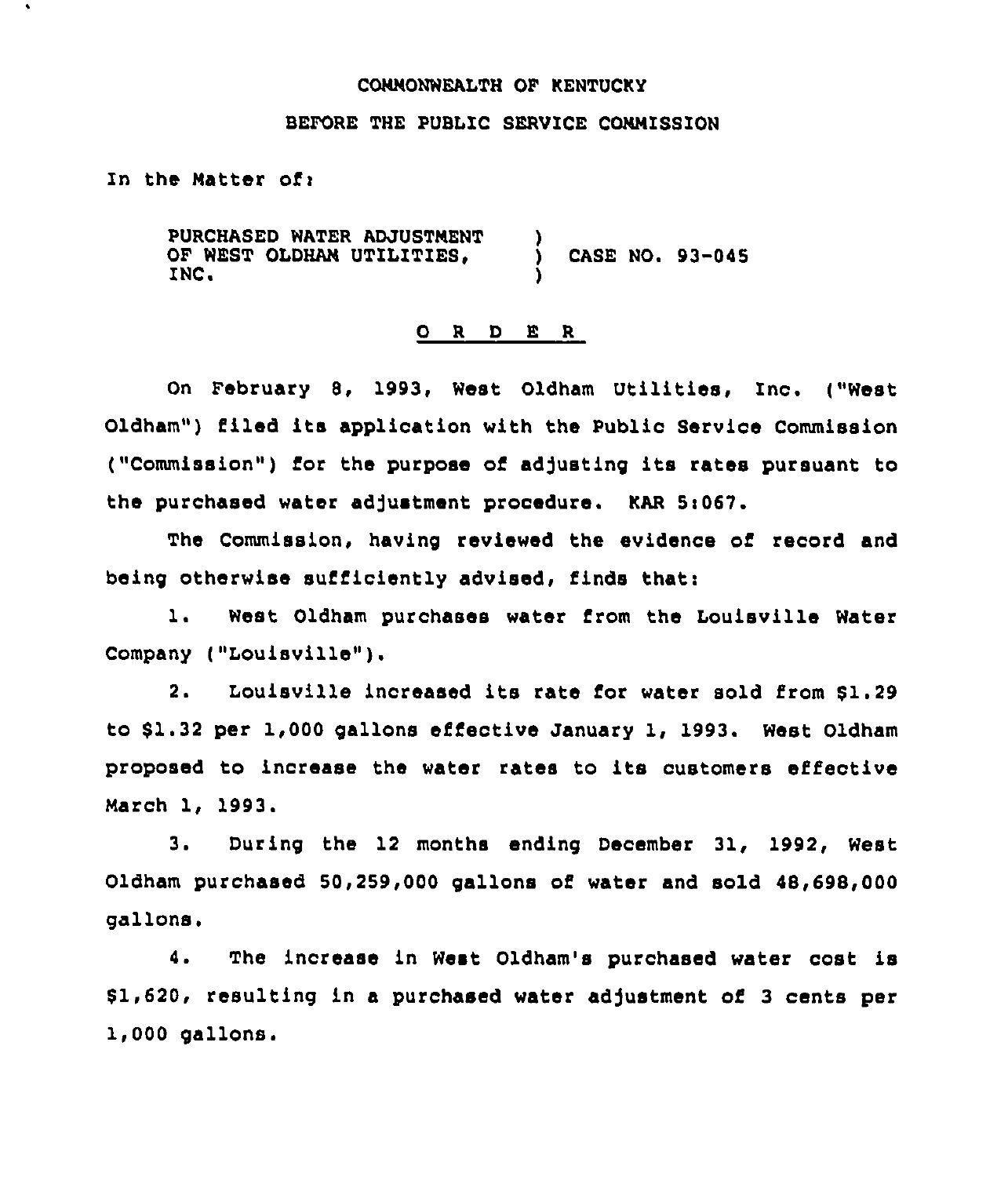COMMONWEALTH OF KENTUCKY

BEFORE THE PUBLIC SERVICE COMMISSION

In the Matter of:

PURCHASED WATER ADJUSTMENT OF WEST OLDHAM UTILITIES, INC. ) CASE NO. 93-045

# O R D E R

On February 8, 1993, West Oldham Utilities, Inc. ("West Oldham") filed its application with the Public Service Commission ("Commission") for the purpose of adjusting its rates pursuant to the purchased water adjustment procedure. KAR 5:067.

The Commission, having reviewed the evidence of record and being otherwise sufficiently advised, finds that:

1. West Oldham purchases water from the Louisville Water Company ("Louisville").

2. Louisville increased its rate for water sold from $1.29 to $1.32 per 1,000 gallons effective January 1, 1993. West Oldham proposed to increase the water rates to its customers effective March 1, 1993.

3. During the 12 months ending December 31, 1992, West Oldham purchased 50,259,000 gallons of water and sold 48,698,000 gallons.

4. The increase in West Oldham's purchased water cost is $1,620, resulting in a purchased water adjustment of 3 cents per 1,000 gallons.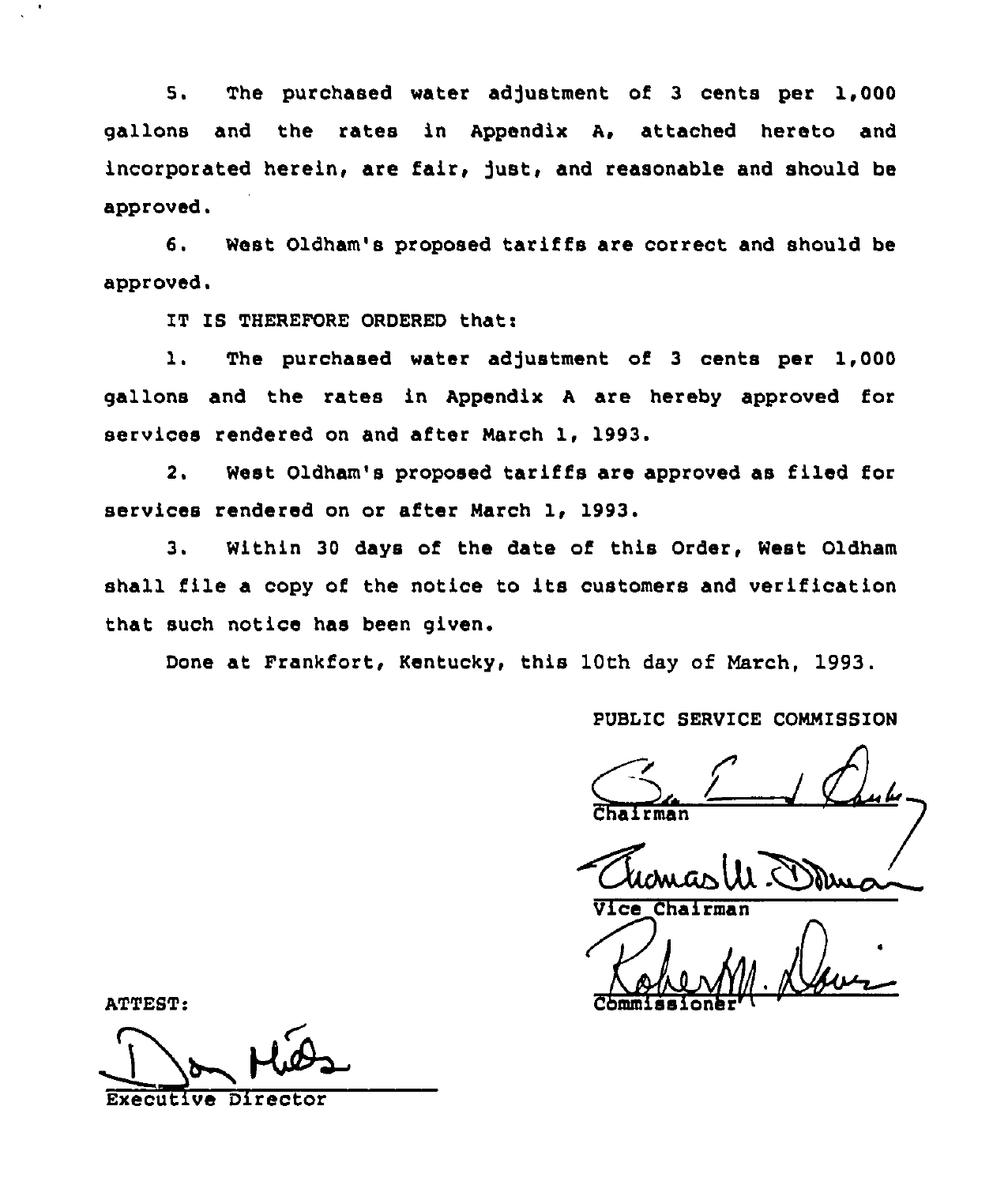5. The purchased water adjustment of 3 cents per 1,000 gallons and the rates in Appendix A, attached hereto and incorporated herein, are fair, just, and reasonable and should be approved.

6. West Oldham's proposed tariffs are correct and should be approved.

IT IS THEREFORE ORDERED that:

1. The purchased water adjustment of 3 cents per 1,000 gallons and the rates in Appendix A are hereby approved for services rendered on and after March 1, 1993.

2. West Oldham's proposed tariffs are approved as filed for services rendered on or after March 1, 1993.

3. Within 30 days of the date of this Order, West Oldham shall file a copy of the notice to its customers and verification that such notice has been given.

Done at Frankfort, Kentucky, this 10th day of March, 1993.

PUBLIC SERVICE COMMISSION

Chairman

Vice Chairman

Commissioner

ATTEST:

Executive Director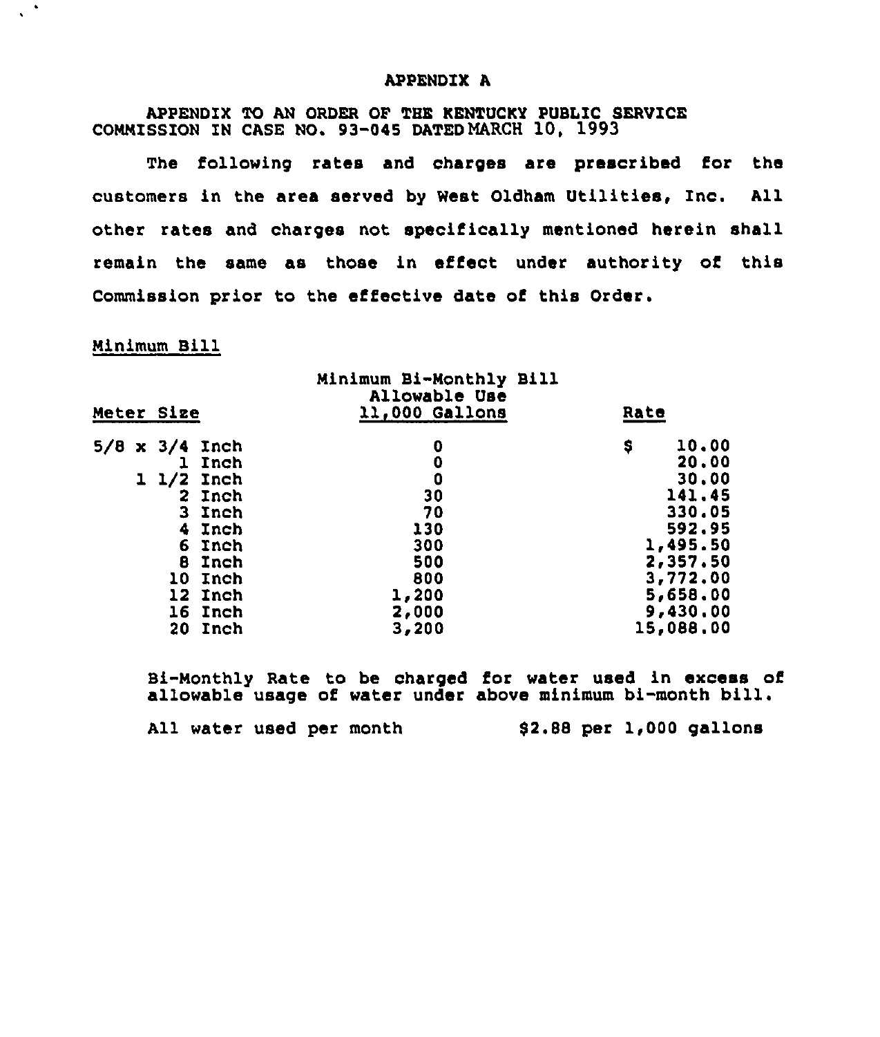# APPENDIX A

APPENDIX TO AN ORDER OF THE KENTUCKY PUBLIC SERVICE COMMISSION IN CASE NO. 93-045 DATED MARCH 10, 1993

The following rates and charges are prescribed for the customers in the area served by West Oldham Utilities, Inc. All other rates and charges not specifically mentioned herein shall remain the same as those in effect under authority of this Commission prior to the effective date of this Order.

Minimum Bill

| Meter Size | Minimum Bi-Monthly Bill Allowable Use 11,000 Gallons | Rate |
|---|---|---|
| 5/8 x 3/4 Inch | 0 | $ 10.00 |
| 1 Inch | 0 | 20.00 |
| 1 1/2 Inch | 0 | 30.00 |
| 2 Inch | 30 | 141.45 |
| 3 Inch | 70 | 330.05 |
| 4 Inch | 130 | 592.95 |
| 6 Inch | 300 | 1,495.50 |
| 8 Inch | 500 | 2,357.50 |
| 10 Inch | 800 | 3,772.00 |
| 12 Inch | 1,200 | 5,658.00 |
| 16 Inch | 2,000 | 9,430.00 |
| 20 Inch | 3,200 | 15,088.00 |

Bi-Monthly Rate to be charged for water used in excess of allowable usage of water under above minimum bi-month bill.

All water used per month $2.88 per 1,000 gallons